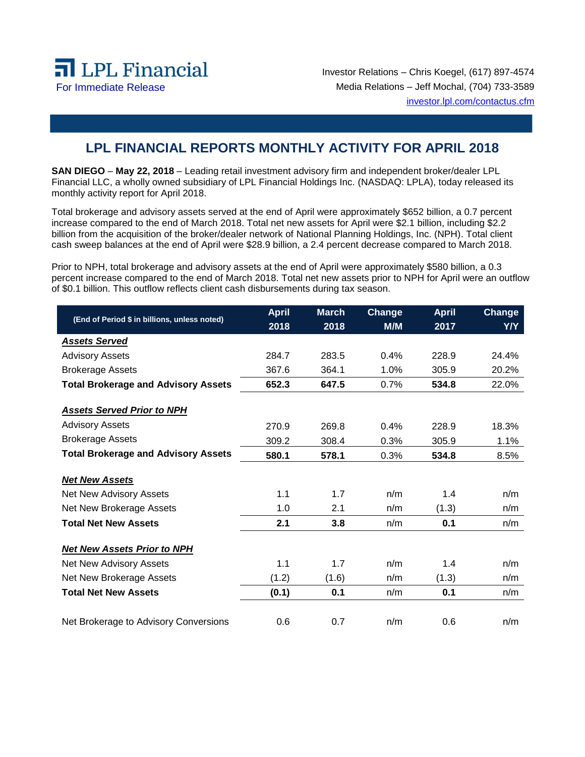LPL Financial

For Immediate Release

Investor Relations – Chris Koegel, (617) 897-4574
Media Relations – Jeff Mochal, (704) 733-3589
investor.lpl.com/contactus.cfm

# LPL FINANCIAL REPORTS MONTHLY ACTIVITY FOR APRIL 2018

**SAN DIEGO** – **May 22, 2018** – Leading retail investment advisory firm and independent broker/dealer LPL Financial LLC, a wholly owned subsidiary of LPL Financial Holdings Inc. (NASDAQ: LPLA), today released its monthly activity report for April 2018.

Total brokerage and advisory assets served at the end of April were approximately $652 billion, a 0.7 percent increase compared to the end of March 2018. Total net new assets for April were $2.1 billion, including $2.2 billion from the acquisition of the broker/dealer network of National Planning Holdings, Inc. (NPH). Total client cash sweep balances at the end of April were $28.9 billion, a 2.4 percent decrease compared to March 2018.

Prior to NPH, total brokerage and advisory assets at the end of April were approximately $580 billion, a 0.3 percent increase compared to the end of March 2018. Total net new assets prior to NPH for April were an outflow of $0.1 billion. This outflow reflects client cash disbursements during tax season.

| (End of Period $ in billions, unless noted) | April 2018 | March 2018 | Change M/M | April 2017 | Change Y/Y |
|---|---|---|---|---|---|
| ***Assets Served*** | | | | | |
| Advisory Assets | 284.7 | 283.5 | 0.4% | 228.9 | 24.4% |
| Brokerage Assets | 367.6 | 364.1 | 1.0% | 305.9 | 20.2% |
| **Total Brokerage and Advisory Assets** | **652.3** | **647.5** | 0.7% | **534.8** | 22.0% |
| ***Assets Served Prior to NPH*** | | | | | |
| Advisory Assets | 270.9 | 269.8 | 0.4% | 228.9 | 18.3% |
| Brokerage Assets | 309.2 | 308.4 | 0.3% | 305.9 | 1.1% |
| **Total Brokerage and Advisory Assets** | **580.1** | **578.1** | 0.3% | **534.8** | 8.5% |
| ***Net New Assets*** | | | | | |
| Net New Advisory Assets | 1.1 | 1.7 | n/m | 1.4 | n/m |
| Net New Brokerage Assets | 1.0 | 2.1 | n/m | (1.3) | n/m |
| **Total Net New Assets** | **2.1** | **3.8** | n/m | **0.1** | n/m |
| ***Net New Assets Prior to NPH*** | | | | | |
| Net New Advisory Assets | 1.1 | 1.7 | n/m | 1.4 | n/m |
| Net New Brokerage Assets | (1.2) | (1.6) | n/m | (1.3) | n/m |
| **Total Net New Assets** | **(0.1)** | **0.1** | n/m | **0.1** | n/m |
| Net Brokerage to Advisory Conversions | 0.6 | 0.7 | n/m | 0.6 | n/m |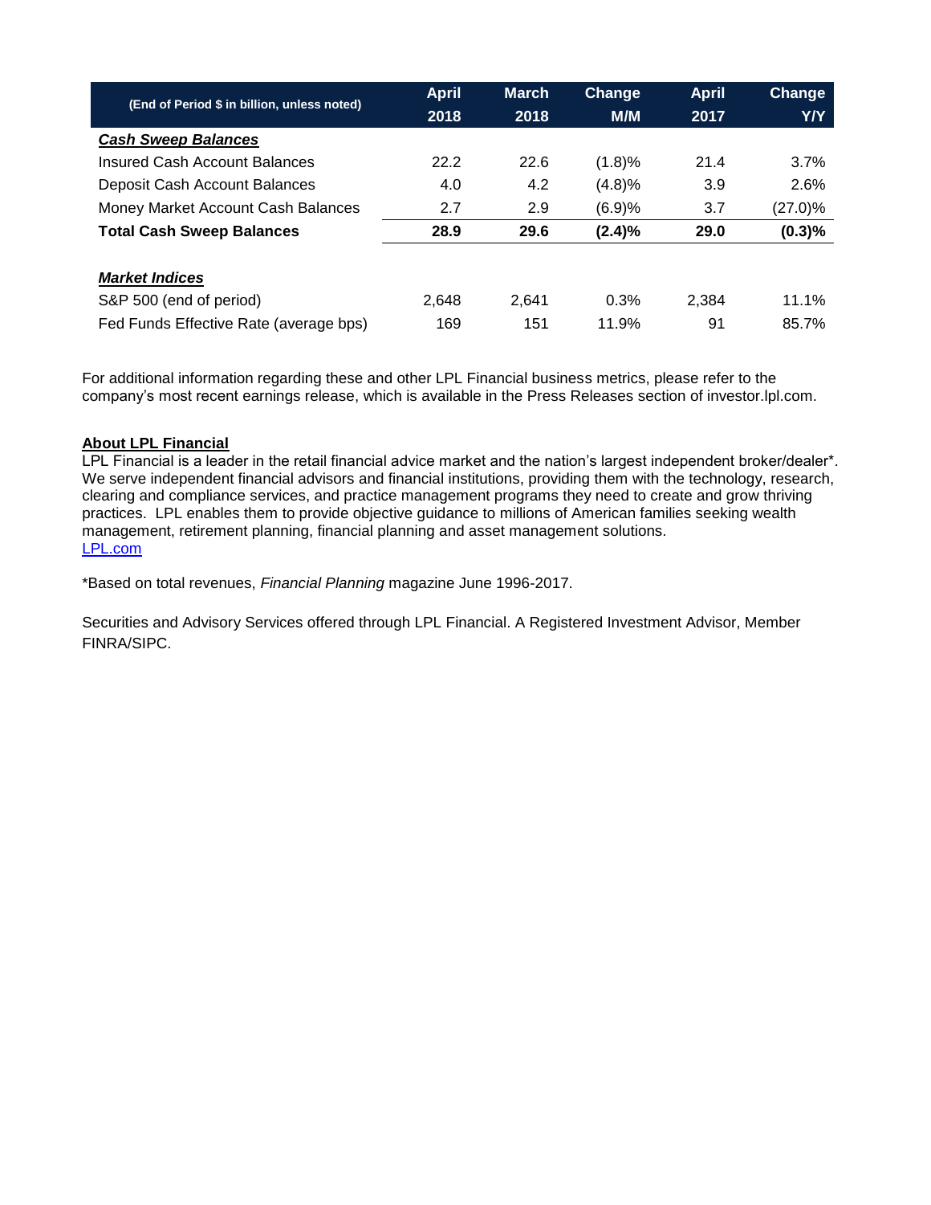| (End of Period $ in billion, unless noted) | April 2018 | March 2018 | Change M/M | April 2017 | Change Y/Y |
|---|---|---|---|---|---|
| ***Cash Sweep Balances*** | | | | | |
| Insured Cash Account Balances | 22.2 | 22.6 | (1.8)% | 21.4 | 3.7% |
| Deposit Cash Account Balances | 4.0 | 4.2 | (4.8)% | 3.9 | 2.6% |
| Money Market Account Cash Balances | 2.7 | 2.9 | (6.9)% | 3.7 | (27.0)% |
| **Total Cash Sweep Balances** | **28.9** | **29.6** | **(2.4)%** | **29.0** | **(0.3)%** |
| | | | | | |
| ***Market Indices*** | | | | | |
| S&P 500 (end of period) | 2,648 | 2,641 | 0.3% | 2,384 | 11.1% |
| Fed Funds Effective Rate (average bps) | 169 | 151 | 11.9% | 91 | 85.7% |

For additional information regarding these and other LPL Financial business metrics, please refer to the company's most recent earnings release, which is available in the Press Releases section of investor.lpl.com.

**About LPL Financial**

LPL Financial is a leader in the retail financial advice market and the nation's largest independent broker/dealer*. We serve independent financial advisors and financial institutions, providing them with the technology, research, clearing and compliance services, and practice management programs they need to create and grow thriving practices. LPL enables them to provide objective guidance to millions of American families seeking wealth management, retirement planning, financial planning and asset management solutions.
[LPL.com](LPL.com)

*Based on total revenues, *Financial Planning* magazine June 1996-2017.

Securities and Advisory Services offered through LPL Financial. A Registered Investment Advisor, Member FINRA/SIPC.